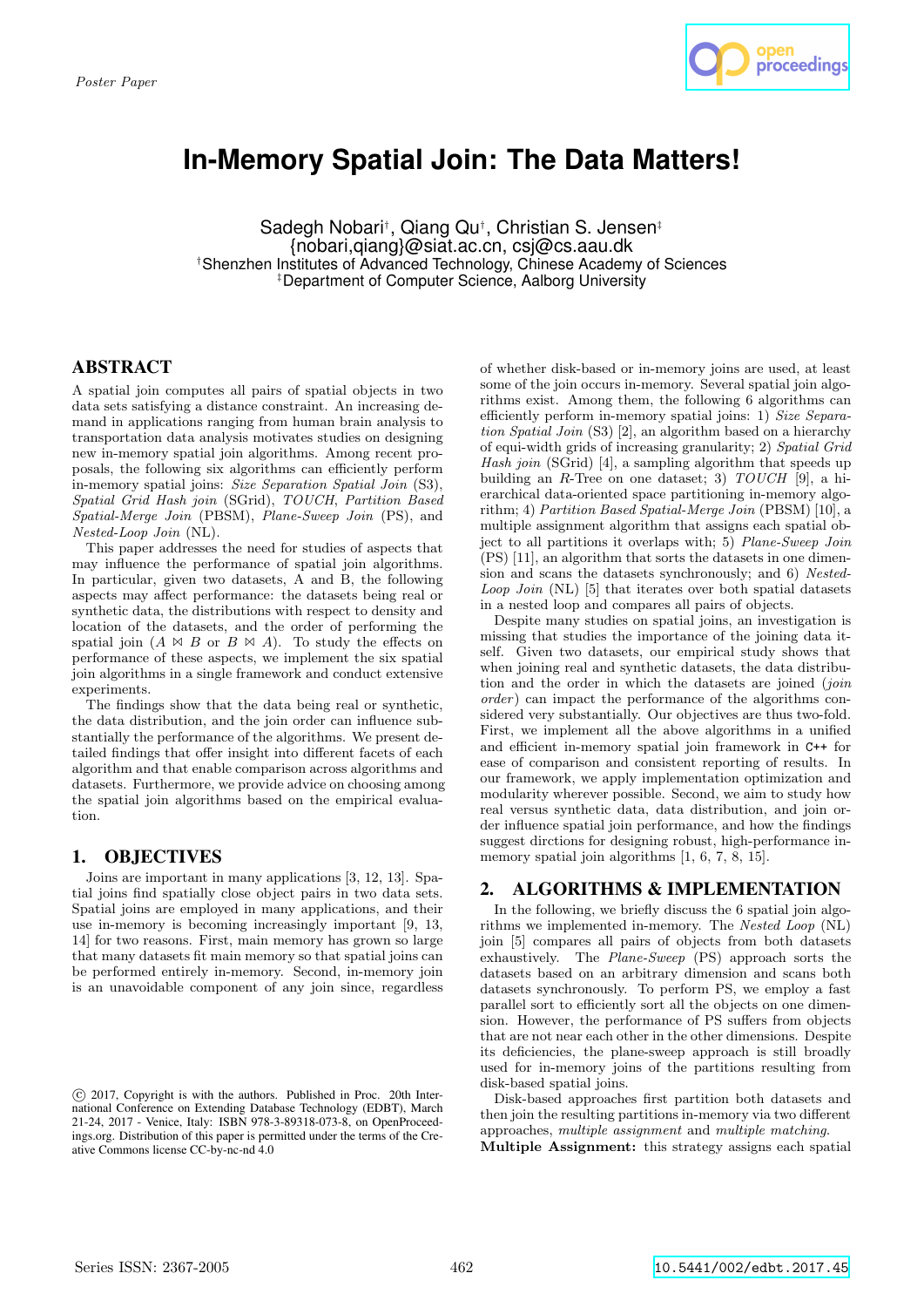Poster Paper

# In-Memory Spatial Join: The Data Matters!

Sadegh Nobari[†], Qiang Qu[†], Christian S. Jensen[‡]
{nobari,qiang}@siat.ac.cn, csj@cs.aau.dk
[†]Shenzhen Institutes of Advanced Technology, Chinese Academy of Sciences
[‡]Department of Computer Science, Aalborg University

## ABSTRACT

A spatial join computes all pairs of spatial objects in two data sets satisfying a distance constraint. An increasing demand in applications ranging from human brain analysis to transportation data analysis motivates studies on designing new in-memory spatial join algorithms. Among recent proposals, the following six algorithms can efficiently perform in-memory spatial joins: *Size Separation Spatial Join* (S3), *Spatial Grid Hash join* (SGrid), *TOUCH*, *Partition Based Spatial-Merge Join* (PBSM), *Plane-Sweep Join* (PS), and *Nested-Loop Join* (NL).

This paper addresses the need for studies of aspects that may influence the performance of spatial join algorithms. In particular, given two datasets, A and B, the following aspects may affect performance: the datasets being real or synthetic data, the distributions with respect to density and location of the datasets, and the order of performing the spatial join ($A \bowtie B$ or $B \bowtie A$). To study the effects on performance of these aspects, we implement the six spatial join algorithms in a single framework and conduct extensive experiments.

The findings show that the data being real or synthetic, the data distribution, and the join order can influence substantially the performance of the algorithms. We present detailed findings that offer insight into different facets of each algorithm and that enable comparison across algorithms and datasets. Furthermore, we provide advice on choosing among the spatial join algorithms based on the empirical evaluation.

## 1. OBJECTIVES

Joins are important in many applications [3, 12, 13]. Spatial joins find spatially close object pairs in two data sets. Spatial joins are employed in many applications, and their use in-memory is becoming increasingly important [9, 13, 14] for two reasons. First, main memory has grown so large that many datasets fit main memory so that spatial joins can be performed entirely in-memory. Second, in-memory join is an unavoidable component of any join since, regardless of whether disk-based or in-memory joins are used, at least some of the join occurs in-memory. Several spatial join algorithms exist. Among them, the following 6 algorithms can efficiently perform in-memory spatial joins: 1) *Size Separation Spatial Join* (S3) [2], an algorithm based on a hierarchy of equi-width grids of increasing granularity; 2) *Spatial Grid Hash join* (SGrid) [4], a sampling algorithm that speeds up building an *R*-Tree on one dataset; 3) *TOUCH* [9], a hierarchical data-oriented space partitioning in-memory algorithm; 4) *Partition Based Spatial-Merge Join* (PBSM) [10], a multiple assignment algorithm that assigns each spatial object to all partitions it overlaps with; 5) *Plane-Sweep Join* (PS) [11], an algorithm that sorts the datasets in one dimension and scans the datasets synchronously; and 6) *Nested-Loop Join* (NL) [5] that iterates over both spatial datasets in a nested loop and compares all pairs of objects.

Despite many studies on spatial joins, an investigation is missing that studies the importance of the joining data itself. Given two datasets, our empirical study shows that when joining real and synthetic datasets, the data distribution and the order in which the datasets are joined (*join order*) can impact the performance of the algorithms considered very substantially. Our objectives are thus two-fold. First, we implement all the above algorithms in a unified and efficient in-memory spatial join framework in `C++` for ease of comparison and consistent reporting of results. In our framework, we apply implementation optimization and modularity wherever possible. Second, we aim to study how real versus synthetic data, data distribution, and join order influence spatial join performance, and how the findings suggest dirctions for designing robust, high-performance in-memory spatial join algorithms [1, 6, 7, 8, 15].

## 2. ALGORITHMS & IMPLEMENTATION

In the following, we briefly discuss the 6 spatial join algorithms we implemented in-memory. The *Nested Loop* (NL) join [5] compares all pairs of objects from both datasets exhaustively. The *Plane-Sweep* (PS) approach sorts the datasets based on an arbitrary dimension and scans both datasets synchronously. To perform PS, we employ a fast parallel sort to efficiently sort all the objects on one dimension. However, the performance of PS suffers from objects that are not near each other in the other dimensions. Despite its deficiencies, the plane-sweep approach is still broadly used for in-memory joins of the partitions resulting from disk-based spatial joins.

Disk-based approaches first partition both datasets and then join the resulting partitions in-memory via two different approaches, *multiple assignment* and *multiple matching*.

**Multiple Assignment:** this strategy assigns each spatial

© 2017, Copyright is with the authors. Published in Proc. 20th International Conference on Extending Database Technology (EDBT), March 21-24, 2017 - Venice, Italy: ISBN 978-3-89318-073-8, on OpenProceedings.org. Distribution of this paper is permitted under the terms of the Creative Commons license CC-by-nc-nd 4.0

Series ISSN: 2367-2005

10.5441/002/edbt.2017.45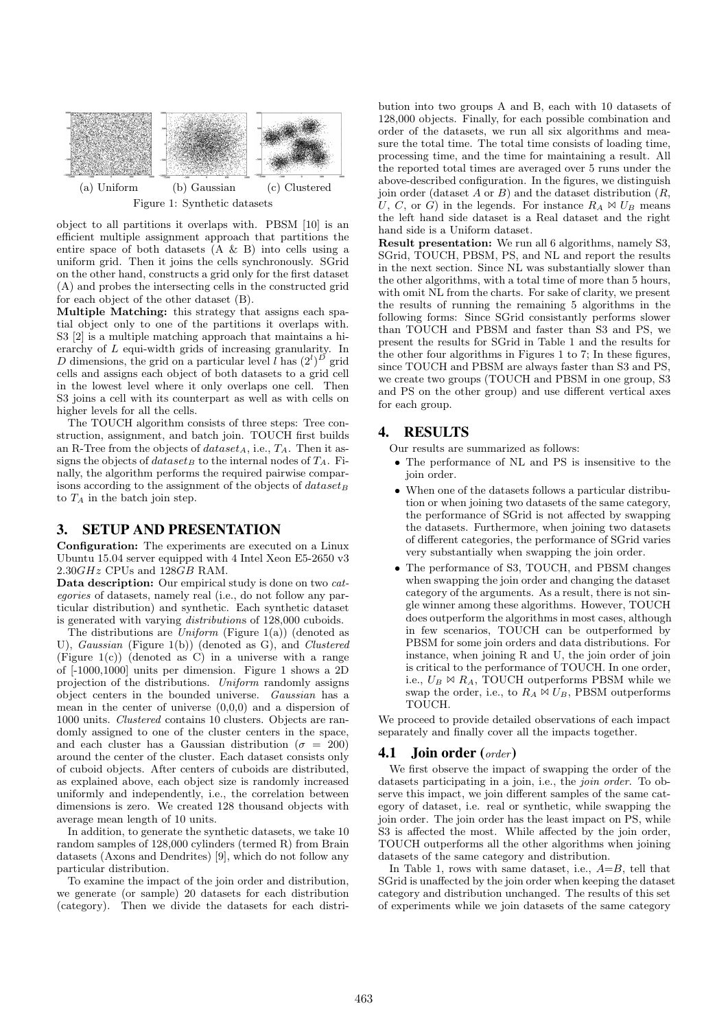(a) Uniform (b) Gaussian (c) Clustered

Figure 1: Synthetic datasets

object to all partitions it overlaps with. PBSM [10] is an efficient multiple assignment approach that partitions the entire space of both datasets (A & B) into cells using a uniform grid. Then it joins the cells synchronously. SGrid on the other hand, constructs a grid only for the first dataset (A) and probes the intersecting cells in the constructed grid for each object of the other dataset (B).

**Multiple Matching:** this strategy that assigns each spatial object only to one of the partitions it overlaps with. S3 [2] is a multiple matching approach that maintains a hierarchy of $L$ equi-width grids of increasing granularity. In $D$ dimensions, the grid on a particular level $l$ has $(2^l)^D$ grid cells and assigns each object of both datasets to a grid cell in the lowest level where it only overlaps one cell. Then S3 joins a cell with its counterpart as well as with cells on higher levels for all the cells.

The TOUCH algorithm consists of three steps: Tree construction, assignment, and batch join. TOUCH first builds an R-Tree from the objects of $dataset_A$, i.e., $T_A$. Then it assigns the objects of $dataset_B$ to the internal nodes of $T_A$. Finally, the algorithm performs the required pairwise comparisons according to the assignment of the objects of $dataset_B$ to $T_A$ in the batch join step.

## 3. SETUP AND PRESENTATION

**Configuration:** The experiments are executed on a Linux Ubuntu 15.04 server equipped with 4 Intel Xeon E5-2650 v3 2.30$GHz$ CPUs and 128$GB$ RAM.

**Data description:** Our empirical study is done on two *categories* of datasets, namely real (i.e., do not follow any particular distribution) and synthetic. Each synthetic dataset is generated with varying *distributions* of 128,000 cuboids.

The distributions are *Uniform* (Figure 1(a)) (denoted as U), *Gaussian* (Figure 1(b)) (denoted as G), and *Clustered* (Figure 1(c)) (denoted as C) in a universe with a range of [-1000,1000] units per dimension. Figure 1 shows a 2D projection of the distributions. *Uniform* randomly assigns object centers in the bounded universe. *Gaussian* has a mean in the center of universe (0,0,0) and a dispersion of 1000 units. *Clustered* contains 10 clusters. Objects are randomly assigned to one of the cluster centers in the space, and each cluster has a Gaussian distribution ($\sigma = 200$) around the center of the cluster. Each dataset consists only of cuboid objects. After centers of cuboids are distributed, as explained above, each object size is randomly increased uniformly and independently, i.e., the correlation between dimensions is zero. We created 128 thousand objects with average mean length of 10 units.

In addition, to generate the synthetic datasets, we take 10 random samples of 128,000 cylinders (termed R) from Brain datasets (Axons and Dendrites) [9], which do not follow any particular distribution.

To examine the impact of the join order and distribution, we generate (or sample) 20 datasets for each distribution (category). Then we divide the datasets for each distribution into two groups A and B, each with 10 datasets of 128,000 objects. Finally, for each possible combination and order of the datasets, we run all six algorithms and measure the total time. The total time consists of loading time, processing time, and the time for maintaining a result. All the reported total times are averaged over 5 runs under the above-described configuration. In the figures, we distinguish join order (dataset $A$ or $B$) and the dataset distribution ($R$, $U$, $C$, or $G$) in the legends. For instance $R_A \bowtie U_B$ means the left hand side dataset is a Real dataset and the right hand side is a Uniform dataset.

**Result presentation:** We run all 6 algorithms, namely S3, SGrid, TOUCH, PBSM, PS, and NL and report the results in the next section. Since NL was substantially slower than the other algorithms, with a total time of more than 5 hours, with omit NL from the charts. For sake of clarity, we present the results of running the remaining 5 algorithms in the following forms: Since SGrid consistantly performs slower than TOUCH and PBSM and faster than S3 and PS, we present the results for SGrid in Table 1 and the results for the other four algorithms in Figures 1 to 7; In these figures, since TOUCH and PBSM are always faster than S3 and PS, we create two groups (TOUCH and PBSM in one group, S3 and PS on the other group) and use different vertical axes for each group.

## 4. RESULTS

Our results are summarized as follows:

- The performance of NL and PS is insensitive to the join order.
- When one of the datasets follows a particular distribution or when joining two datasets of the same category, the performance of SGrid is not affected by swapping the datasets. Furthermore, when joining two datasets of different categories, the performance of SGrid varies very substantially when swapping the join order.
- The performance of S3, TOUCH, and PBSM changes when swapping the join order and changing the dataset category of the arguments. As a result, there is not single winner among these algorithms. However, TOUCH does outperform the algorithms in most cases, although in few scenarios, TOUCH can be outperformed by PBSM for some join orders and data distributions. For instance, when joining R and U, the join order of join is critical to the performance of TOUCH. In one order, i.e., $U_B \bowtie R_A$, TOUCH outperforms PBSM while we swap the order, i.e., to $R_A \bowtie U_B$, PBSM outperforms TOUCH.

We proceed to provide detailed observations of each impact separately and finally cover all the impacts together.

### 4.1 Join order (*order*)

We first observe the impact of swapping the order of the datasets participating in a join, i.e., the *join order*. To observe this impact, we join different samples of the same category of dataset, i.e. real or synthetic, while swapping the join order. The join order has the least impact on PS, while S3 is affected the most. While affected by the join order, TOUCH outperforms all the other algorithms when joining datasets of the same category and distribution.

In Table 1, rows with same dataset, i.e., $A$=$B$, tell that SGrid is unaffected by the join order when keeping the dataset category and distribution unchanged. The results of this set of experiments while we join datasets of the same category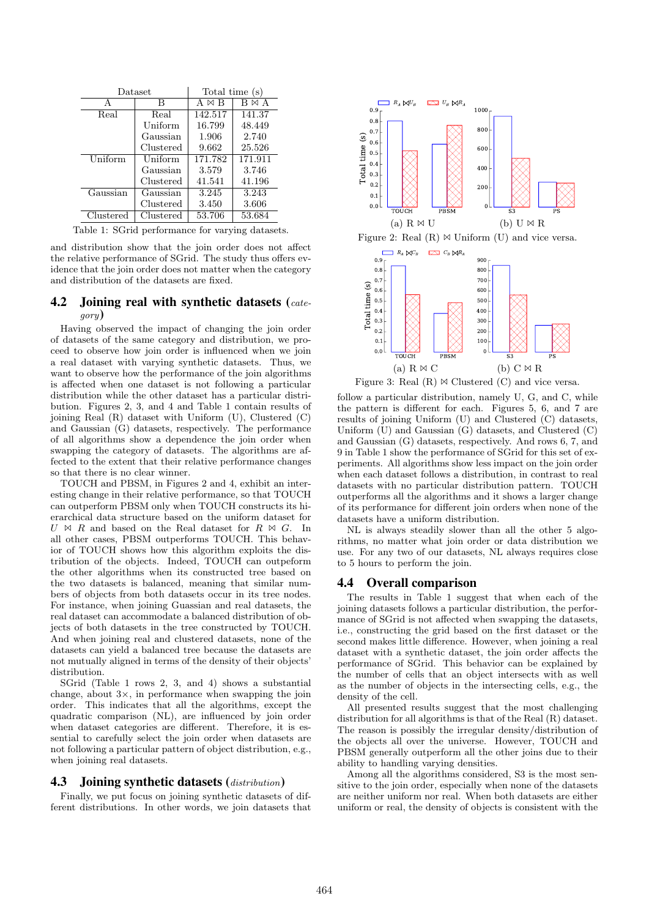| Dataset | | Total time (s) | |
|---|---|---|---|
| A | B | A ⋈ B | B ⋈ A |
| Real | Real | 142.517 | 141.37 |
| | Uniform | 16.799 | 48.449 |
| | Gaussian | 1.906 | 2.740 |
| | Clustered | 9.662 | 25.526 |
| Uniform | Uniform | 171.782 | 171.911 |
| | Gaussian | 3.579 | 3.746 |
| | Clustered | 41.541 | 41.196 |
| Gaussian | Gaussian | 3.245 | 3.243 |
| | Clustered | 3.450 | 3.606 |
| Clustered | Clustered | 53.706 | 53.684 |

Table 1: SGrid performance for varying datasets.

and distribution show that the join order does not affect the relative performance of SGrid. The study thus offers evidence that the join order does not matter when the category and distribution of the datasets are fixed.

## 4.2 Joining real with synthetic datasets (*category*)

Having observed the impact of changing the join order of datasets of the same category and distribution, we proceed to observe how join order is influenced when we join a real dataset with varying synthetic datasets. Thus, we want to observe how the performance of the join algorithms is affected when one dataset is not following a particular distribution while the other dataset has a particular distribution. Figures 2, 3, and 4 and Table 1 contain results of joining Real (R) dataset with Uniform (U), Clustered (C) and Gaussian (G) datasets, respectively. The performance of all algorithms show a dependence the join order when swapping the category of datasets. The algorithms are affected to the extent that their relative performance changes so that there is no clear winner.

TOUCH and PBSM, in Figures 2 and 4, exhibit an interesting change in their relative performance, so that TOUCH can outperform PBSM only when TOUCH constructs its hierarchical data structure based on the uniform dataset for $U \bowtie R$ and based on the Real dataset for $R \bowtie G$. In all other cases, PBSM outperforms TOUCH. This behavior of TOUCH shows how this algorithm exploits the distribution of the objects. Indeed, TOUCH can outpeform the other algorithms when its constructed tree based on the two datasets is balanced, meaning that similar numbers of objects from both datasets occur in its tree nodes. For instance, when joining Guassian and real datasets, the real dataset can accommodate a balanced distribution of objects of both datasets in the tree constructed by TOUCH. And when joining real and clustered datasets, none of the datasets can yield a balanced tree because the datasets are not mutually aligned in terms of the density of their objects' distribution.

SGrid (Table 1 rows 2, 3, and 4) shows a substantial change, about 3×, in performance when swapping the join order. This indicates that all the algorithms, except the quadratic comparison (NL), are influenced by join order when dataset categories are different. Therefore, it is essential to carefully select the join order when datasets are not following a particular pattern of object distribution, e.g., when joining real datasets.

## 4.3 Joining synthetic datasets (*distribution*)

Finally, we put focus on joining synthetic datasets of different distributions. In other words, we join datasets that follow a particular distribution, namely U, G, and C, while the pattern is different for each. Figures 5, 6, and 7 are results of joining Uniform (U) and Clustered (C) datasets, Uniform (U) and Gaussian (G) datasets, and Clustered (C) and Gaussian (G) datasets, respectively. And rows 6, 7, and 9 in Table 1 show the performance of SGrid for this set of experiments. All algorithms show less impact on the join order when each dataset follows a distribution, in contrast to real datasets with no particular distribution pattern. TOUCH outperforms all the algorithms and it shows a larger change of its performance for different join orders when none of the datasets have a uniform distribution.

Figure 2: Real (R) ⋈ Uniform (U) and vice versa. (a) R ⋈ U (b) U ⋈ R

Figure 3: Real (R) ⋈ Clustered (C) and vice versa. (a) R ⋈ C (b) C ⋈ R

NL is always steadily slower than all the other 5 algorithms, no matter what join order or data distribution we use. For any two of our datasets, NL always requires close to 5 hours to perform the join.

## 4.4 Overall comparison

The results in Table 1 suggest that when each of the joining datasets follows a particular distribution, the performance of SGrid is not affected when swapping the datasets, i.e., constructing the grid based on the first dataset or the second makes little difference. However, when joining a real dataset with a synthetic dataset, the join order affects the performance of SGrid. This behavior can be explained by the number of cells that an object intersects with as well as the number of objects in the intersecting cells, e.g., the density of the cell.

All presented results suggest that the most challenging distribution for all algorithms is that of the Real (R) dataset. The reason is possibly the irregular density/distribution of the objects all over the universe. However, TOUCH and PBSM generally outperform all the other joins due to their ability to handling varying densities.

Among all the algorithms considered, S3 is the most sensitive to the join order, especially when none of the datasets are neither uniform nor real. When both datasets are either uniform or real, the density of objects is consistent with the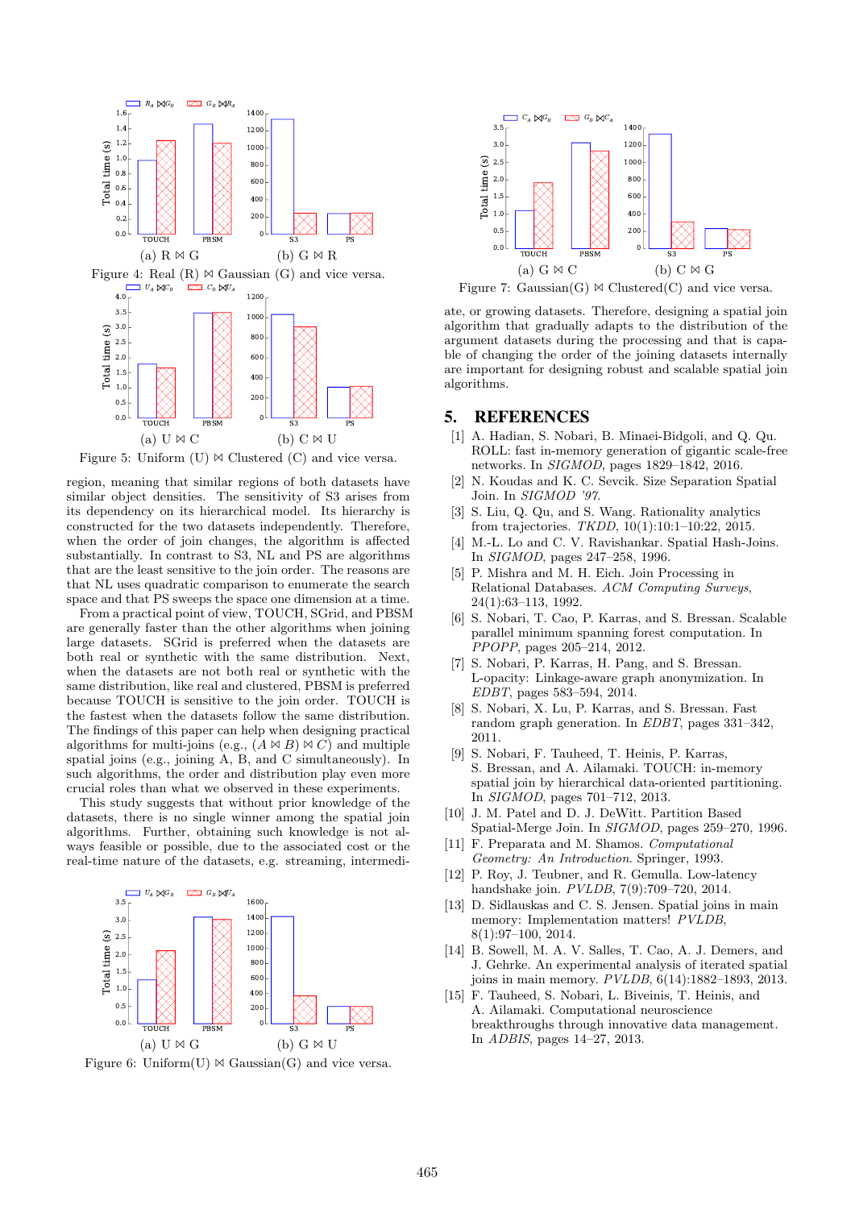$U_A \bowtie C_B$ $C_B \bowtie U_A$

Total time (s)

4.0
3.5
3.0
2.5
2.0
1.5
1.0
0.5
0.0

TOUCH PBSM

1200
1000
800
600
400
200
0

S3 PS

(a) U ⋈ C (b) C ⋈ U

Figure 5: Uniform (U) ⋈ Clustered (C) and vice versa.

$R_A \bowtie G_B$ $G_B \bowtie R_A$

Total time (s)

1.6
1.4
1.2
1.0
0.8
0.6
0.4
0.2
0.0

TOUCH PBSM

1400
1200
1000
800
600
400
200
0

S3 PS

(a) R ⋈ G (b) G ⋈ R

Figure 4: Real (R) ⋈ Gaussian (G) and vice versa.

region, meaning that similar regions of both datasets have similar object densities. The sensitivity of S3 arises from its dependency on its hierarchical model. Its hierarchy is constructed for the two datasets independently. Therefore, when the order of join changes, the algorithm is affected substantially. In contrast to S3, NL and PS are algorithms that are the least sensitive to the join order. The reasons are that NL uses quadratic comparison to enumerate the search space and that PS sweeps the space one dimension at a time.

From a practical point of view, TOUCH, SGrid, and PBSM are generally faster than the other algorithms when joining large datasets. SGrid is preferred when the datasets are both real or synthetic with the same distribution. Next, when the datasets are not both real or synthetic with the same distribution, like real and clustered, PBSM is preferred because TOUCH is sensitive to the join order. TOUCH is the fastest when the datasets follow the same distribution. The findings of this paper can help when designing practical algorithms for multi-joins (e.g., $(A \bowtie B) \bowtie C$) and multiple spatial joins (e.g., joining A, B, and C simultaneously). In such algorithms, the order and distribution play even more crucial roles than what we observed in these experiments.

This study suggests that without prior knowledge of the datasets, there is no single winner among the spatial join algorithms. Further, obtaining such knowledge is not always feasible or possible, due to the associated cost or the real-time nature of the datasets, e.g. streaming, intermediate, or growing datasets. Therefore, designing a spatial join algorithm that gradually adapts to the distribution of the argument datasets during the processing and that is capable of changing the order of the joining datasets internally are important for designing robust and scalable spatial join algorithms.

$U_A \bowtie G_B$ $G_B \bowtie U_A$

Total time (s)

3.5
3.0
2.5
2.0
1.5
1.0
0.5
0.0

TOUCH PBSM

1600
1400
1200
1000
800
600
400
200
0

S3 PS

(a) U ⋈ G (b) G ⋈ U

Figure 6: Uniform(U) ⋈ Gaussian(G) and vice versa.

$C_A \bowtie G_B$ $G_B \bowtie C_A$

Total time (s)

3.5
3.0
2.5
2.0
1.5
1.0
0.5
0.0

TOUCH PBSM

1400
1200
1000
800
600
400
200
0

S3 PS

(a) G ⋈ C (b) C ⋈ G

Figure 7: Gaussian(G) ⋈ Clustered(C) and vice versa.

## 5. REFERENCES

[1] A. Hadian, S. Nobari, B. Minaei-Bidgoli, and Q. Qu. ROLL: fast in-memory generation of gigantic scale-free networks. In *SIGMOD*, pages 1829–1842, 2016.

[2] N. Koudas and K. C. Sevcik. Size Separation Spatial Join. In *SIGMOD '97*.

[3] S. Liu, Q. Qu, and S. Wang. Rationality analytics from trajectories. *TKDD*, 10(1):10:1–10:22, 2015.

[4] M.-L. Lo and C. V. Ravishankar. Spatial Hash-Joins. In *SIGMOD*, pages 247–258, 1996.

[5] P. Mishra and M. H. Eich. Join Processing in Relational Databases. *ACM Computing Surveys*, 24(1):63–113, 1992.

[6] S. Nobari, T. Cao, P. Karras, and S. Bressan. Scalable parallel minimum spanning forest computation. In *PPOPP*, pages 205–214, 2012.

[7] S. Nobari, P. Karras, H. Pang, and S. Bressan. L-opacity: Linkage-aware graph anonymization. In *EDBT*, pages 583–594, 2014.

[8] S. Nobari, X. Lu, P. Karras, and S. Bressan. Fast random graph generation. In *EDBT*, pages 331–342, 2011.

[9] S. Nobari, F. Tauheed, T. Heinis, P. Karras, S. Bressan, and A. Ailamaki. TOUCH: in-memory spatial join by hierarchical data-oriented partitioning. In *SIGMOD*, pages 701–712, 2013.

[10] J. M. Patel and D. J. DeWitt. Partition Based Spatial-Merge Join. In *SIGMOD*, pages 259–270, 1996.

[11] F. Preparata and M. Shamos. *Computational Geometry: An Introduction*. Springer, 1993.

[12] P. Roy, J. Teubner, and R. Gemulla. Low-latency handshake join. *PVLDB*, 7(9):709–720, 2014.

[13] D. Sidlauskas and C. S. Jensen. Spatial joins in main memory: Implementation matters! *PVLDB*, 8(1):97–100, 2014.

[14] B. Sowell, M. A. V. Salles, T. Cao, A. J. Demers, and J. Gehrke. An experimental analysis of iterated spatial joins in main memory. *PVLDB*, 6(14):1882–1893, 2013.

[15] F. Tauheed, S. Nobari, L. Biveinis, T. Heinis, and A. Ailamaki. Computational neuroscience breakthroughs through innovative data management. In *ADBIS*, pages 14–27, 2013.